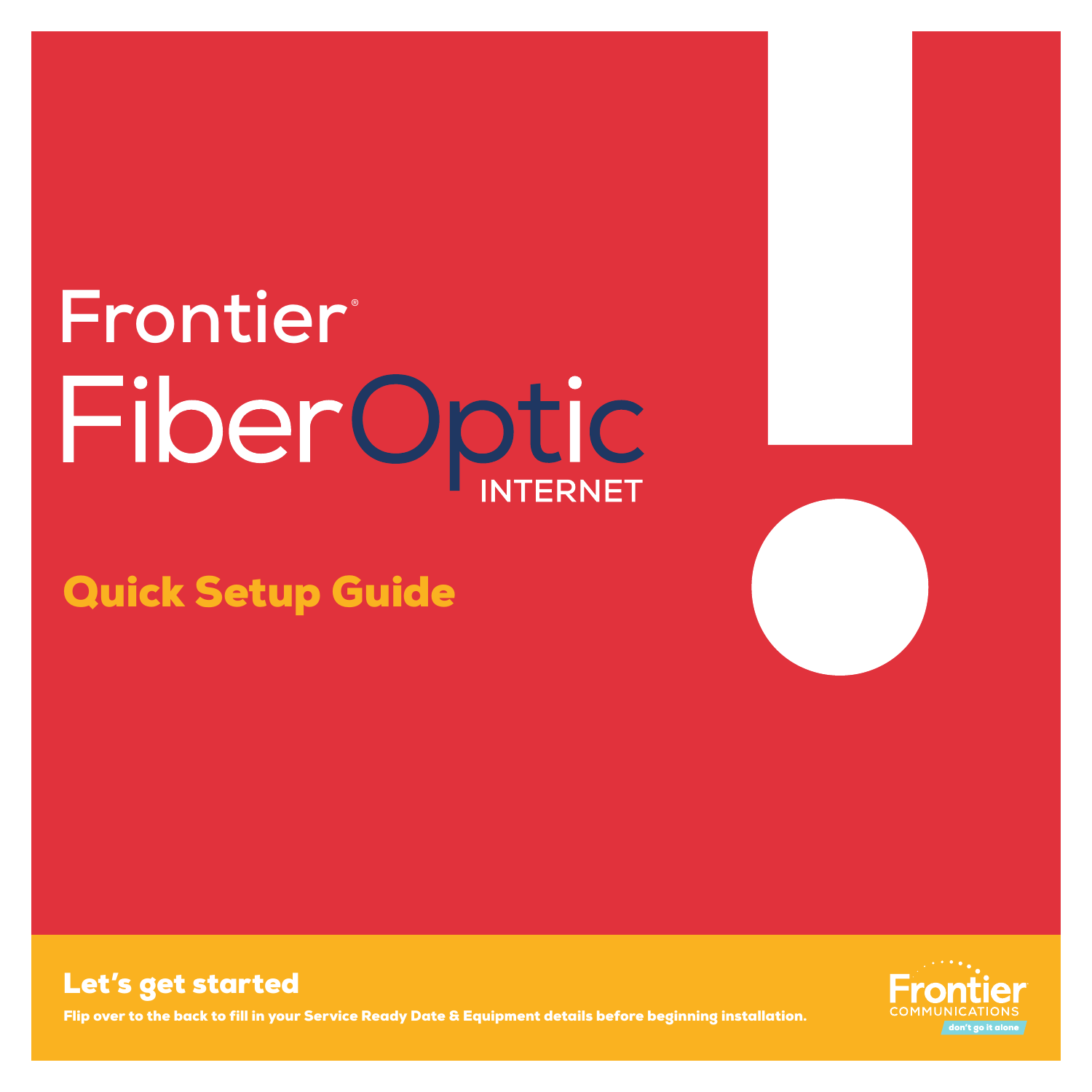# Frontier® FiberOptic INTERNET

## Quick Setup Guide

### Let's get started

Flip over to the back to fill in your Service Ready Date & Equipment details before beginning installation.

Frontier COMMUNICATIONS don't go it alone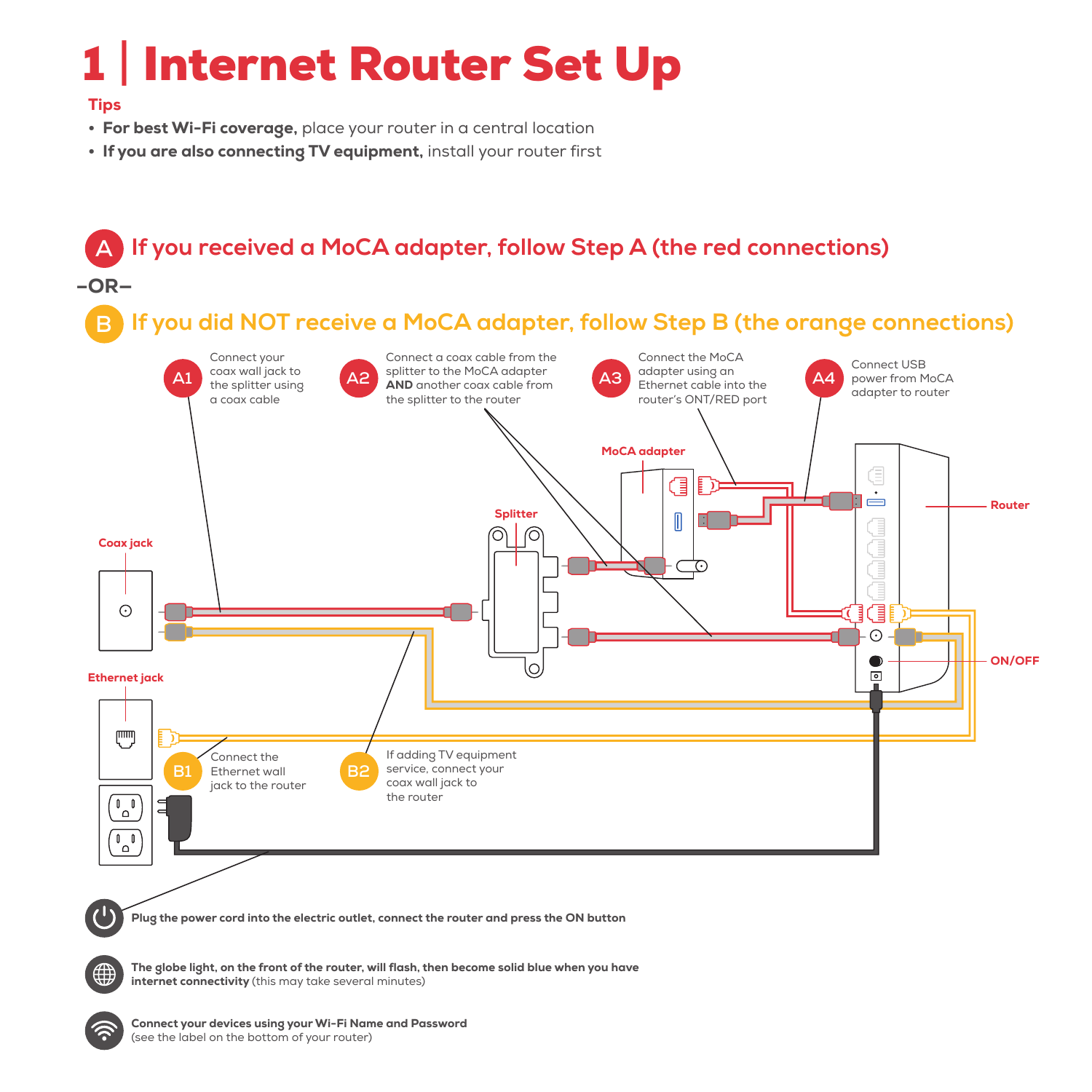# 1 | Internet Router Set Up

**Tips**

- **For best Wi-Fi coverage,** place your router in a central location
- **If you are also connecting TV equipment,** install your router first

## A If you received a MoCA adapter, follow Step A (the red connections)

–OR–

## B If you did NOT receive a MoCA adapter, follow Step B (the orange connections)

**A1** Connect your coax wall jack to the splitter using a coax cable

**A2** Connect a coax cable from the splitter to the MoCA adapter **AND** another coax cable from the splitter to the router

**A3** Connect the MoCA adapter using an Ethernet cable into the router's ONT/RED port

**A4** Connect USB power from MoCA adapter to router

MoCA adapter

Router

Splitter

Coax jack

ON/OFF

Ethernet jack

**B1** Connect the Ethernet wall jack to the router

**B2** If adding TV equipment service, connect your coax wall jack to the router

**Plug the power cord into the electric outlet, connect the router and press the ON button**

**The globe light, on the front of the router, will flash, then become solid blue when you have internet connectivity** (this may take several minutes)

**Connect your devices using your Wi-Fi Name and Password** (see the label on the bottom of your router)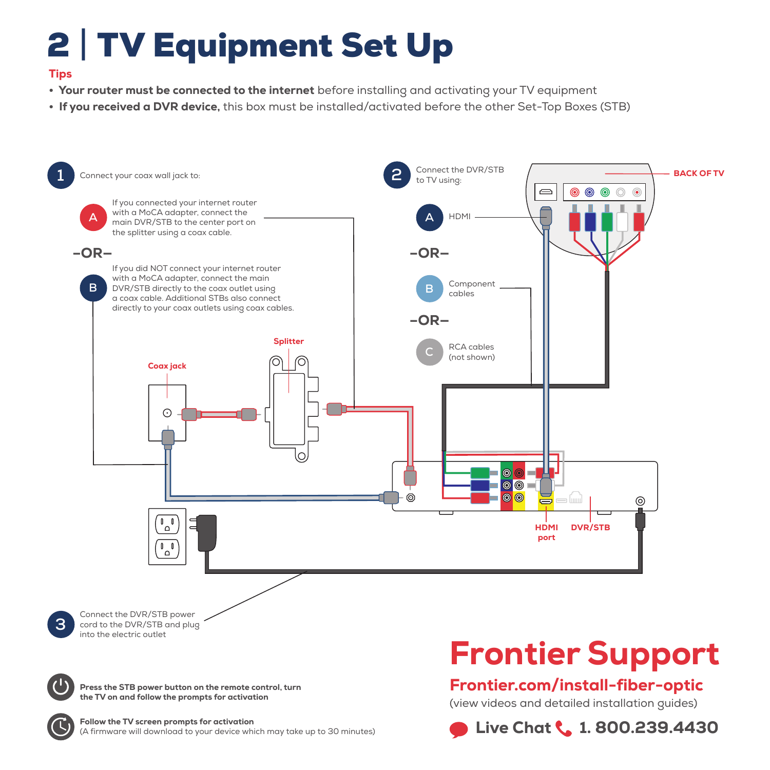# 2 | TV Equipment Set Up

**Tips**

- **Your router must be connected to the internet** before installing and activating your TV equipment
- **If you received a DVR device,** this box must be installed/activated before the other Set-Top Boxes (STB)

**1** Connect your coax wall jack to:

**A** If you connected your internet router with a MoCA adapter, connect the main DVR/STB to the center port on the splitter using a coax cable.

**–OR–**

**B** If you did NOT connect your internet router with a MoCA adapter, connect the main DVR/STB directly to the coax outlet using a coax cable. Additional STBs also connect directly to your coax outlets using coax cables.

**2** Connect the DVR/STB to TV using:

**A** HDMI

**–OR–**

**B** Component cables

**–OR–**

**C** RCA cables (not shown)

BACK OF TV

Splitter

Coax jack

HDMI port

DVR/STB

**3** Connect the DVR/STB power cord to the DVR/STB and plug into the electric outlet

**Press the STB power button on the remote control, turn the TV on and follow the prompts for activation**

**Follow the TV screen prompts for activation**
(A firmware will download to your device which may take up to 30 minutes)

# Frontier Support

**Frontier.com/install-fiber-optic**
(view videos and detailed installation guides)

**Live Chat** **1. 800.239.4430**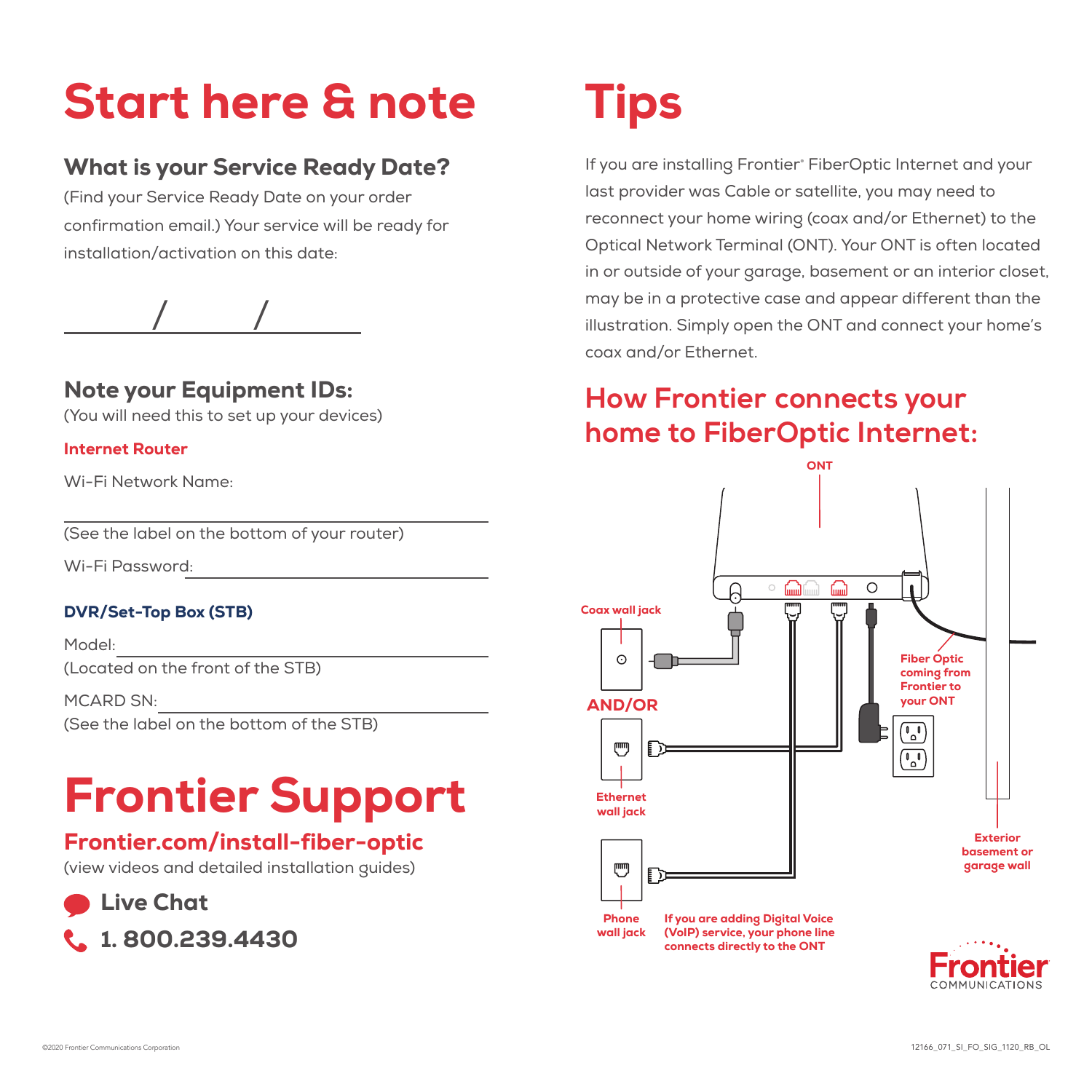# Start here & note

### What is your Service Ready Date?

(Find your Service Ready Date on your order confirmation email.) Your service will be ready for installation/activation on this date:

_______ / _______ / _______

### Note your Equipment IDs:

(You will need this to set up your devices)

**Internet Router**

Wi-Fi Network Name: ______________________________

(See the label on the bottom of your router)

Wi-Fi Password: ______________________________

**DVR/Set-Top Box (STB)**

Model: ______________________________

(Located on the front of the STB)

MCARD SN: ______________________________

(See the label on the bottom of the STB)

# Frontier Support

## Frontier.com/install-fiber-optic

(view videos and detailed installation guides)

**Live Chat**

**1. 800.239.4430**

# Tips

If you are installing Frontier® FiberOptic Internet and your last provider was Cable or satellite, you may need to reconnect your home wiring (coax and/or Ethernet) to the Optical Network Terminal (ONT). Your ONT is often located in or outside of your garage, basement or an interior closet, may be in a protective case and appear different than the illustration. Simply open the ONT and connect your home's coax and/or Ethernet.

## How Frontier connects your home to FiberOptic Internet:

ONT

Coax wall jack

AND/OR

Ethernet wall jack

Phone wall jack

If you are adding Digital Voice (VoIP) service, your phone line connects directly to the ONT

Fiber Optic coming from Frontier to your ONT

Exterior basement or garage wall

Frontier COMMUNICATIONS

©2020 Frontier Communications Corporation

12166_071_SI_FO_SIG_1120_RB_OL